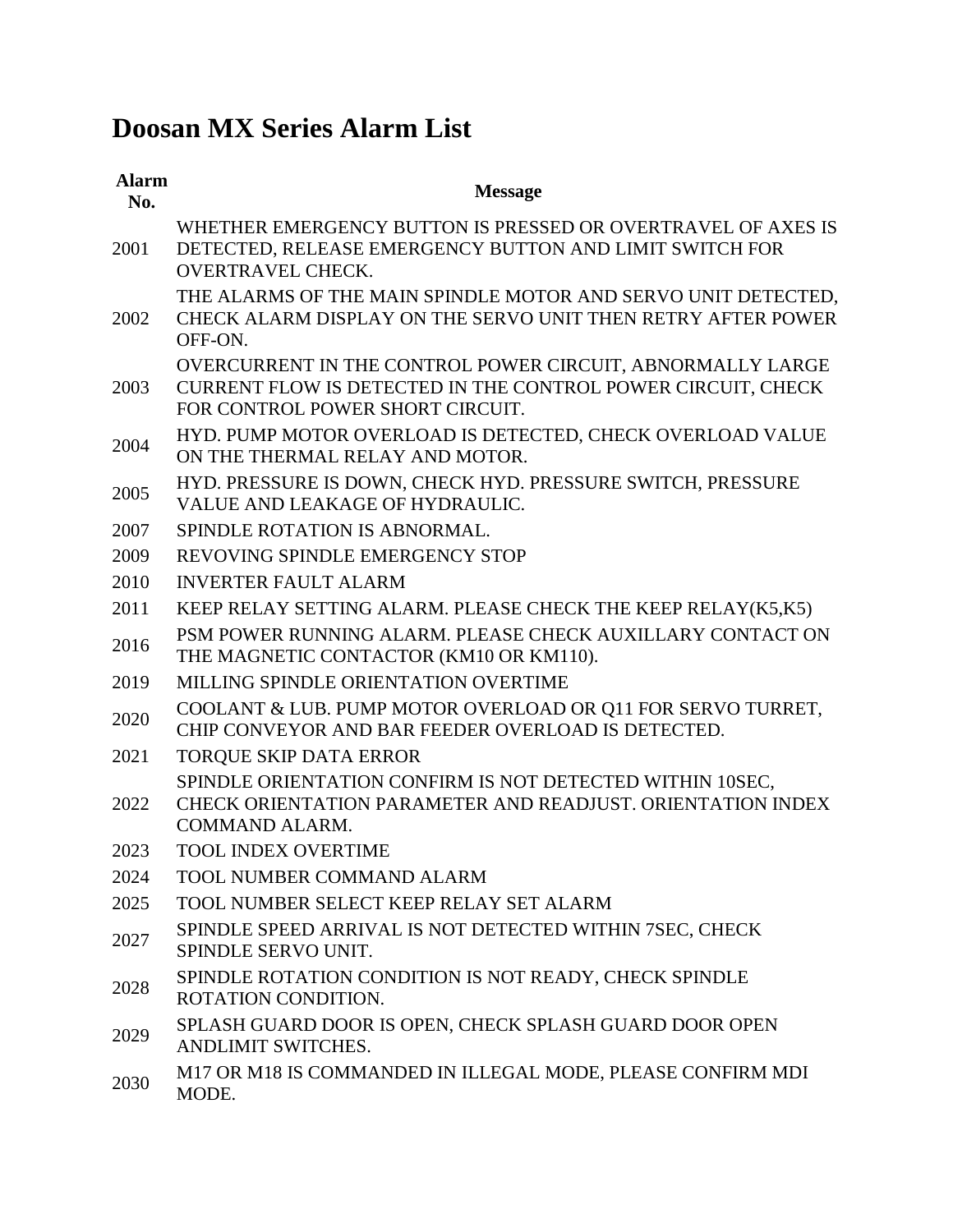# Doosan MX Series Alarm List

| Alarm No. | Message |
| --- | --- |
| 2001 | WHETHER EMERGENCY BUTTON IS PRESSED OR OVERTRAVEL OF AXES IS DETECTED, RELEASE EMERGENCY BUTTON AND LIMIT SWITCH FOR OVERTRAVEL CHECK. |
| 2002 | THE ALARMS OF THE MAIN SPINDLE MOTOR AND SERVO UNIT DETECTED, CHECK ALARM DISPLAY ON THE SERVO UNIT THEN RETRY AFTER POWER OFF-ON. |
| 2003 | OVERCURRENT IN THE CONTROL POWER CIRCUIT, ABNORMALLY LARGE CURRENT FLOW IS DETECTED IN THE CONTROL POWER CIRCUIT, CHECK FOR CONTROL POWER SHORT CIRCUIT. |
| 2004 | HYD. PUMP MOTOR OVERLOAD IS DETECTED, CHECK OVERLOAD VALUE ON THE THERMAL RELAY AND MOTOR. |
| 2005 | HYD. PRESSURE IS DOWN, CHECK HYD. PRESSURE SWITCH, PRESSURE VALUE AND LEAKAGE OF HYDRAULIC. |
| 2007 | SPINDLE ROTATION IS ABNORMAL. |
| 2009 | REVOVING SPINDLE EMERGENCY STOP |
| 2010 | INVERTER FAULT ALARM |
| 2011 | KEEP RELAY SETTING ALARM. PLEASE CHECK THE KEEP RELAY(K5,K5) |
| 2016 | PSM POWER RUNNING ALARM. PLEASE CHECK AUXILLARY CONTACT ON THE MAGNETIC CONTACTOR (KM10 OR KM110). |
| 2019 | MILLING SPINDLE ORIENTATION OVERTIME |
| 2020 | COOLANT & LUB. PUMP MOTOR OVERLOAD OR Q11 FOR SERVO TURRET, CHIP CONVEYOR AND BAR FEEDER OVERLOAD IS DETECTED. |
| 2021 | TORQUE SKIP DATA ERROR |
| 2022 | SPINDLE ORIENTATION CONFIRM IS NOT DETECTED WITHIN 10SEC, CHECK ORIENTATION PARAMETER AND READJUST. ORIENTATION INDEX COMMAND ALARM. |
| 2023 | TOOL INDEX OVERTIME |
| 2024 | TOOL NUMBER COMMAND ALARM |
| 2025 | TOOL NUMBER SELECT KEEP RELAY SET ALARM |
| 2027 | SPINDLE SPEED ARRIVAL IS NOT DETECTED WITHIN 7SEC, CHECK SPINDLE SERVO UNIT. |
| 2028 | SPINDLE ROTATION CONDITION IS NOT READY, CHECK SPINDLE ROTATION CONDITION. |
| 2029 | SPLASH GUARD DOOR IS OPEN, CHECK SPLASH GUARD DOOR OPEN ANDLIMIT SWITCHES. |
| 2030 | M17 OR M18 IS COMMANDED IN ILLEGAL MODE, PLEASE CONFIRM MDI MODE. |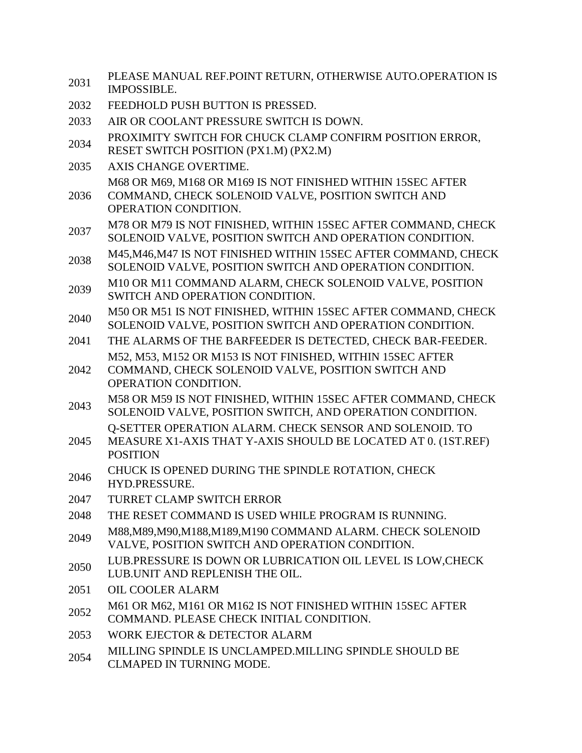| | |
|---|---|
| 2031 | PLEASE MANUAL REF.POINT RETURN, OTHERWISE AUTO.OPERATION IS IMPOSSIBLE. |
| 2032 | FEEDHOLD PUSH BUTTON IS PRESSED. |
| 2033 | AIR OR COOLANT PRESSURE SWITCH IS DOWN. |
| 2034 | PROXIMITY SWITCH FOR CHUCK CLAMP CONFIRM POSITION ERROR, RESET SWITCH POSITION (PX1.M) (PX2.M) |
| 2035 | AXIS CHANGE OVERTIME. |
| 2036 | M68 OR M69, M168 OR M169 IS NOT FINISHED WITHIN 15SEC AFTER COMMAND, CHECK SOLENOID VALVE, POSITION SWITCH AND OPERATION CONDITION. |
| 2037 | M78 OR M79 IS NOT FINISHED, WITHIN 15SEC AFTER COMMAND, CHECK SOLENOID VALVE, POSITION SWITCH AND OPERATION CONDITION. |
| 2038 | M45,M46,M47 IS NOT FINISHED WITHIN 15SEC AFTER COMMAND, CHECK SOLENOID VALVE, POSITION SWITCH AND OPERATION CONDITION. |
| 2039 | M10 OR M11 COMMAND ALARM, CHECK SOLENOID VALVE, POSITION SWITCH AND OPERATION CONDITION. |
| 2040 | M50 OR M51 IS NOT FINISHED, WITHIN 15SEC AFTER COMMAND, CHECK SOLENOID VALVE, POSITION SWITCH AND OPERATION CONDITION. |
| 2041 | THE ALARMS OF THE BARFEEDER IS DETECTED, CHECK BAR-FEEDER. |
| 2042 | M52, M53, M152 OR M153 IS NOT FINISHED, WITHIN 15SEC AFTER COMMAND, CHECK SOLENOID VALVE, POSITION SWITCH AND OPERATION CONDITION. |
| 2043 | M58 OR M59 IS NOT FINISHED, WITHIN 15SEC AFTER COMMAND, CHECK SOLENOID VALVE, POSITION SWITCH, AND OPERATION CONDITION. |
| 2045 | Q-SETTER OPERATION ALARM. CHECK SENSOR AND SOLENOID. TO MEASURE X1-AXIS THAT Y-AXIS SHOULD BE LOCATED AT 0. (1ST.REF) POSITION |
| 2046 | CHUCK IS OPENED DURING THE SPINDLE ROTATION, CHECK HYD.PRESSURE. |
| 2047 | TURRET CLAMP SWITCH ERROR |
| 2048 | THE RESET COMMAND IS USED WHILE PROGRAM IS RUNNING. |
| 2049 | M88,M89,M90,M188,M189,M190 COMMAND ALARM. CHECK SOLENOID VALVE, POSITION SWITCH AND OPERATION CONDITION. |
| 2050 | LUB.PRESSURE IS DOWN OR LUBRICATION OIL LEVEL IS LOW,CHECK LUB.UNIT AND REPLENISH THE OIL. |
| 2051 | OIL COOLER ALARM |
| 2052 | M61 OR M62, M161 OR M162 IS NOT FINISHED WITHIN 15SEC AFTER COMMAND. PLEASE CHECK INITIAL CONDITION. |
| 2053 | WORK EJECTOR & DETECTOR ALARM |
| 2054 | MILLING SPINDLE IS UNCLAMPED.MILLING SPINDLE SHOULD BE CLMAPED IN TURNING MODE. |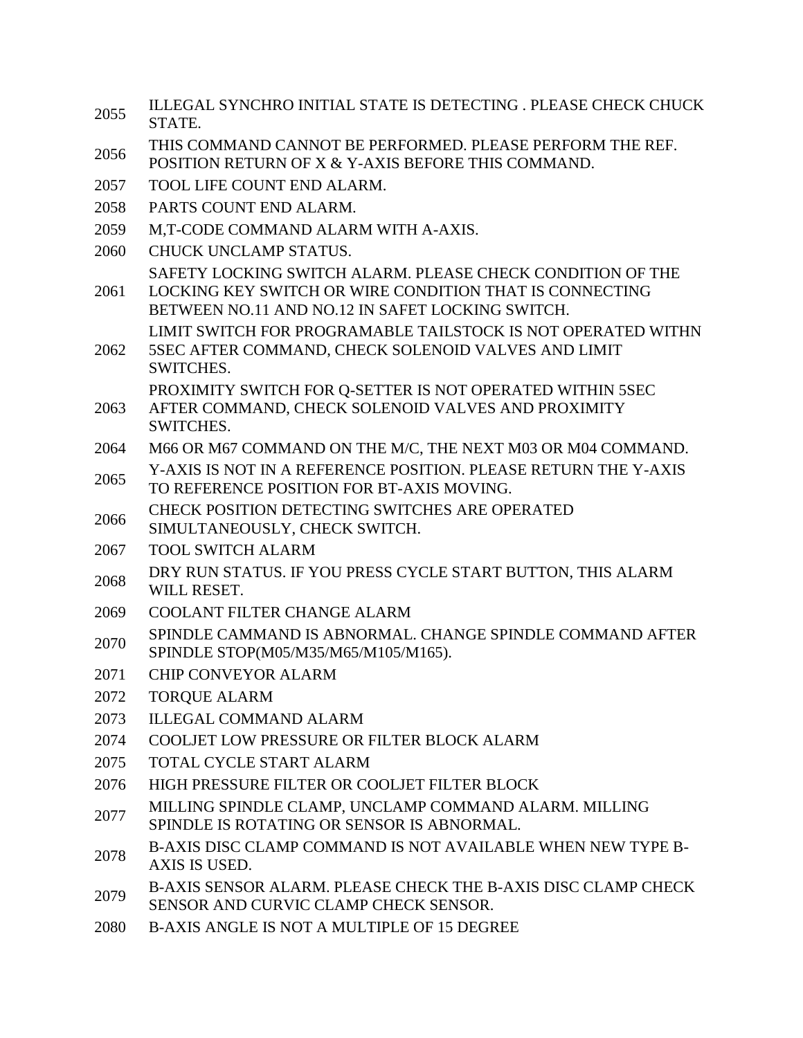| | |
|---|---|
| 2055 | ILLEGAL SYNCHRO INITIAL STATE IS DETECTING . PLEASE CHECK CHUCK STATE. |
| 2056 | THIS COMMAND CANNOT BE PERFORMED. PLEASE PERFORM THE REF. POSITION RETURN OF X & Y-AXIS BEFORE THIS COMMAND. |
| 2057 | TOOL LIFE COUNT END ALARM. |
| 2058 | PARTS COUNT END ALARM. |
| 2059 | M,T-CODE COMMAND ALARM WITH A-AXIS. |
| 2060 | CHUCK UNCLAMP STATUS. |
| 2061 | SAFETY LOCKING SWITCH ALARM. PLEASE CHECK CONDITION OF THE LOCKING KEY SWITCH OR WIRE CONDITION THAT IS CONNECTING BETWEEN NO.11 AND NO.12 IN SAFET LOCKING SWITCH. |
| 2062 | LIMIT SWITCH FOR PROGRAMABLE TAILSTOCK IS NOT OPERATED WITHN 5SEC AFTER COMMAND, CHECK SOLENOID VALVES AND LIMIT SWITCHES. |
| 2063 | PROXIMITY SWITCH FOR Q-SETTER IS NOT OPERATED WITHIN 5SEC AFTER COMMAND, CHECK SOLENOID VALVES AND PROXIMITY SWITCHES. |
| 2064 | M66 OR M67 COMMAND ON THE M/C, THE NEXT M03 OR M04 COMMAND. |
| 2065 | Y-AXIS IS NOT IN A REFERENCE POSITION. PLEASE RETURN THE Y-AXIS TO REFERENCE POSITION FOR BT-AXIS MOVING. |
| 2066 | CHECK POSITION DETECTING SWITCHES ARE OPERATED SIMULTANEOUSLY, CHECK SWITCH. |
| 2067 | TOOL SWITCH ALARM |
| 2068 | DRY RUN STATUS. IF YOU PRESS CYCLE START BUTTON, THIS ALARM WILL RESET. |
| 2069 | COOLANT FILTER CHANGE ALARM |
| 2070 | SPINDLE CAMMAND IS ABNORMAL. CHANGE SPINDLE COMMAND AFTER SPINDLE STOP(M05/M35/M65/M105/M165). |
| 2071 | CHIP CONVEYOR ALARM |
| 2072 | TORQUE ALARM |
| 2073 | ILLEGAL COMMAND ALARM |
| 2074 | COOLJET LOW PRESSURE OR FILTER BLOCK ALARM |
| 2075 | TOTAL CYCLE START ALARM |
| 2076 | HIGH PRESSURE FILTER OR COOLJET FILTER BLOCK |
| 2077 | MILLING SPINDLE CLAMP, UNCLAMP COMMAND ALARM. MILLING SPINDLE IS ROTATING OR SENSOR IS ABNORMAL. |
| 2078 | B-AXIS DISC CLAMP COMMAND IS NOT AVAILABLE WHEN NEW TYPE B-AXIS IS USED. |
| 2079 | B-AXIS SENSOR ALARM. PLEASE CHECK THE B-AXIS DISC CLAMP CHECK SENSOR AND CURVIC CLAMP CHECK SENSOR. |
| 2080 | B-AXIS ANGLE IS NOT A MULTIPLE OF 15 DEGREE |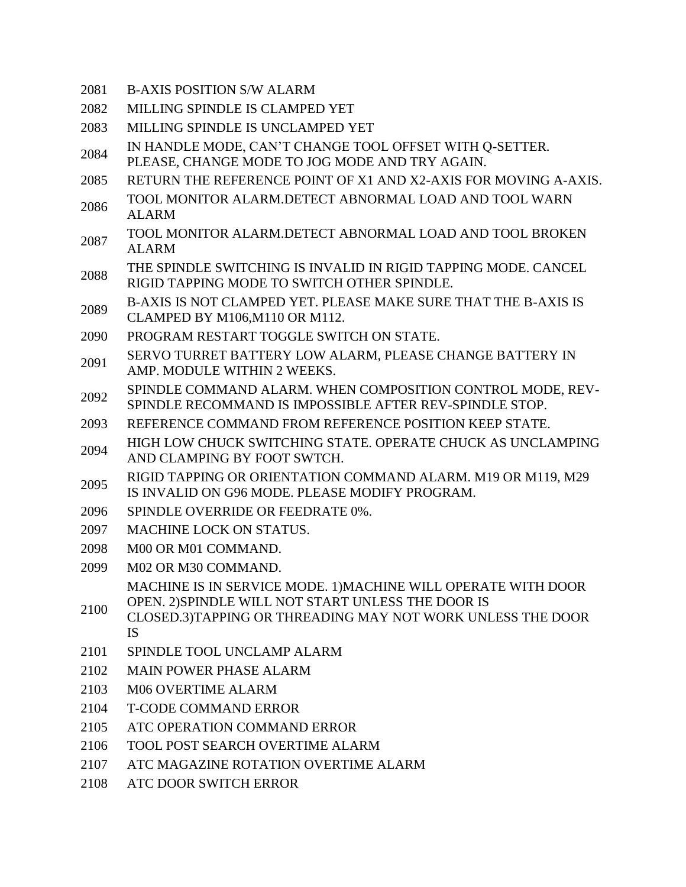| | |
|---|---|
| 2081 | B-AXIS POSITION S/W ALARM |
| 2082 | MILLING SPINDLE IS CLAMPED YET |
| 2083 | MILLING SPINDLE IS UNCLAMPED YET |
| 2084 | IN HANDLE MODE, CAN'T CHANGE TOOL OFFSET WITH Q-SETTER. PLEASE, CHANGE MODE TO JOG MODE AND TRY AGAIN. |
| 2085 | RETURN THE REFERENCE POINT OF X1 AND X2-AXIS FOR MOVING A-AXIS. |
| 2086 | TOOL MONITOR ALARM.DETECT ABNORMAL LOAD AND TOOL WARN ALARM |
| 2087 | TOOL MONITOR ALARM.DETECT ABNORMAL LOAD AND TOOL BROKEN ALARM |
| 2088 | THE SPINDLE SWITCHING IS INVALID IN RIGID TAPPING MODE. CANCEL RIGID TAPPING MODE TO SWITCH OTHER SPINDLE. |
| 2089 | B-AXIS IS NOT CLAMPED YET. PLEASE MAKE SURE THAT THE B-AXIS IS CLAMPED BY M106,M110 OR M112. |
| 2090 | PROGRAM RESTART TOGGLE SWITCH ON STATE. |
| 2091 | SERVO TURRET BATTERY LOW ALARM, PLEASE CHANGE BATTERY IN AMP. MODULE WITHIN 2 WEEKS. |
| 2092 | SPINDLE COMMAND ALARM. WHEN COMPOSITION CONTROL MODE, REV-SPINDLE RECOMMAND IS IMPOSSIBLE AFTER REV-SPINDLE STOP. |
| 2093 | REFERENCE COMMAND FROM REFERENCE POSITION KEEP STATE. |
| 2094 | HIGH LOW CHUCK SWITCHING STATE. OPERATE CHUCK AS UNCLAMPING AND CLAMPING BY FOOT SWTCH. |
| 2095 | RIGID TAPPING OR ORIENTATION COMMAND ALARM. M19 OR M119, M29 IS INVALID ON G96 MODE. PLEASE MODIFY PROGRAM. |
| 2096 | SPINDLE OVERRIDE OR FEEDRATE 0%. |
| 2097 | MACHINE LOCK ON STATUS. |
| 2098 | M00 OR M01 COMMAND. |
| 2099 | M02 OR M30 COMMAND. |
| 2100 | MACHINE IS IN SERVICE MODE. 1)MACHINE WILL OPERATE WITH DOOR OPEN. 2)SPINDLE WILL NOT START UNLESS THE DOOR IS CLOSED.3)TAPPING OR THREADING MAY NOT WORK UNLESS THE DOOR IS |
| 2101 | SPINDLE TOOL UNCLAMP ALARM |
| 2102 | MAIN POWER PHASE ALARM |
| 2103 | M06 OVERTIME ALARM |
| 2104 | T-CODE COMMAND ERROR |
| 2105 | ATC OPERATION COMMAND ERROR |
| 2106 | TOOL POST SEARCH OVERTIME ALARM |
| 2107 | ATC MAGAZINE ROTATION OVERTIME ALARM |
| 2108 | ATC DOOR SWITCH ERROR |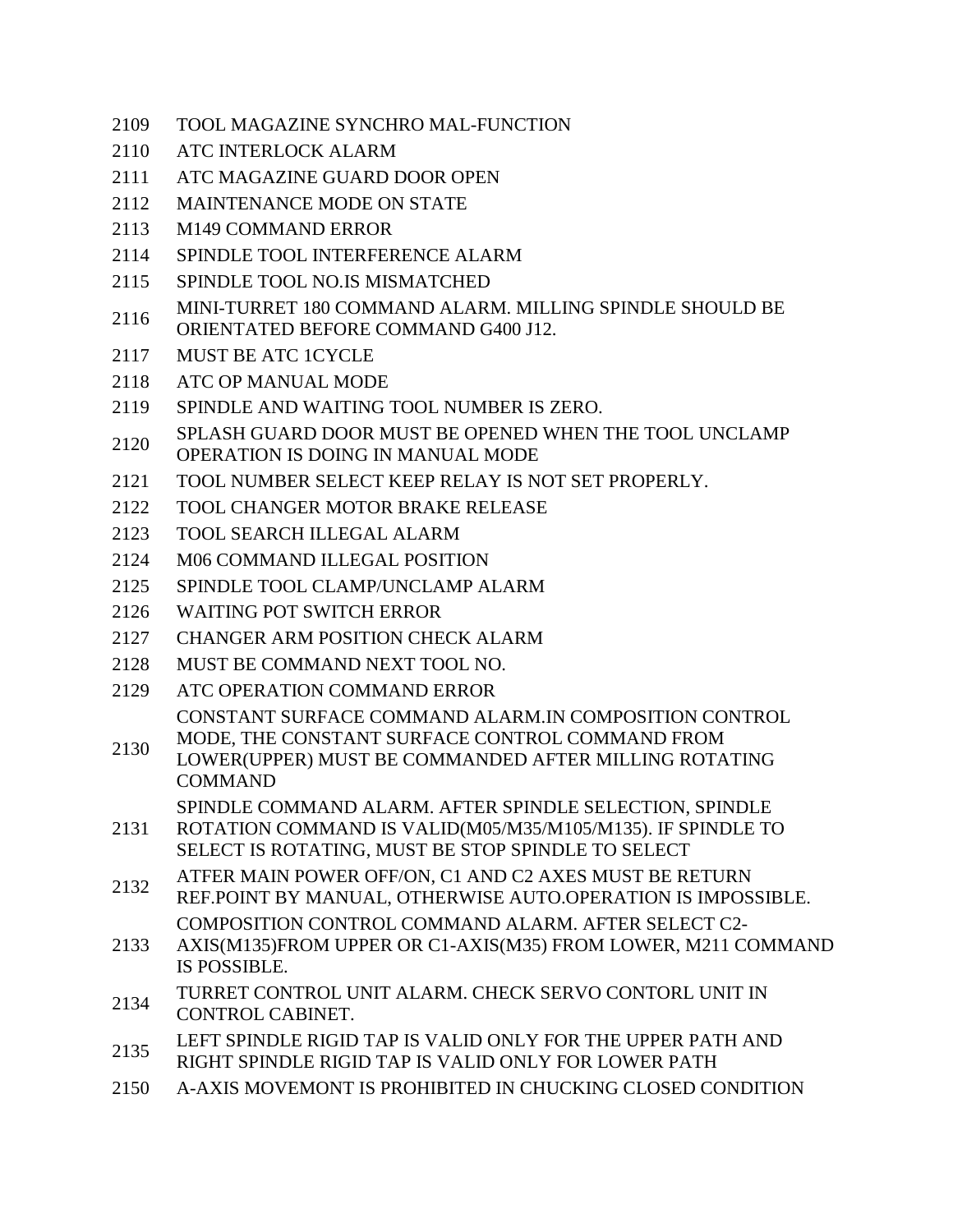| | |
|---|---|
| 2109 | TOOL MAGAZINE SYNCHRO MAL-FUNCTION |
| 2110 | ATC INTERLOCK ALARM |
| 2111 | ATC MAGAZINE GUARD DOOR OPEN |
| 2112 | MAINTENANCE MODE ON STATE |
| 2113 | M149 COMMAND ERROR |
| 2114 | SPINDLE TOOL INTERFERENCE ALARM |
| 2115 | SPINDLE TOOL NO.IS MISMATCHED |
| 2116 | MINI-TURRET 180 COMMAND ALARM. MILLING SPINDLE SHOULD BE ORIENTATED BEFORE COMMAND G400 J12. |
| 2117 | MUST BE ATC 1CYCLE |
| 2118 | ATC OP MANUAL MODE |
| 2119 | SPINDLE AND WAITING TOOL NUMBER IS ZERO. |
| 2120 | SPLASH GUARD DOOR MUST BE OPENED WHEN THE TOOL UNCLAMP OPERATION IS DOING IN MANUAL MODE |
| 2121 | TOOL NUMBER SELECT KEEP RELAY IS NOT SET PROPERLY. |
| 2122 | TOOL CHANGER MOTOR BRAKE RELEASE |
| 2123 | TOOL SEARCH ILLEGAL ALARM |
| 2124 | M06 COMMAND ILLEGAL POSITION |
| 2125 | SPINDLE TOOL CLAMP/UNCLAMP ALARM |
| 2126 | WAITING POT SWITCH ERROR |
| 2127 | CHANGER ARM POSITION CHECK ALARM |
| 2128 | MUST BE COMMAND NEXT TOOL NO. |
| 2129 | ATC OPERATION COMMAND ERROR |
| 2130 | CONSTANT SURFACE COMMAND ALARM.IN COMPOSITION CONTROL MODE, THE CONSTANT SURFACE CONTROL COMMAND FROM LOWER(UPPER) MUST BE COMMANDED AFTER MILLING ROTATING COMMAND |
| 2131 | SPINDLE COMMAND ALARM. AFTER SPINDLE SELECTION, SPINDLE ROTATION COMMAND IS VALID(M05/M35/M105/M135). IF SPINDLE TO SELECT IS ROTATING, MUST BE STOP SPINDLE TO SELECT |
| 2132 | ATFER MAIN POWER OFF/ON, C1 AND C2 AXES MUST BE RETURN REF.POINT BY MANUAL, OTHERWISE AUTO.OPERATION IS IMPOSSIBLE. |
| 2133 | COMPOSITION CONTROL COMMAND ALARM. AFTER SELECT C2-AXIS(M135)FROM UPPER OR C1-AXIS(M35) FROM LOWER, M211 COMMAND IS POSSIBLE. |
| 2134 | TURRET CONTROL UNIT ALARM. CHECK SERVO CONTORL UNIT IN CONTROL CABINET. |
| 2135 | LEFT SPINDLE RIGID TAP IS VALID ONLY FOR THE UPPER PATH AND RIGHT SPINDLE RIGID TAP IS VALID ONLY FOR LOWER PATH |
| 2150 | A-AXIS MOVEMONT IS PROHIBITED IN CHUCKING CLOSED CONDITION |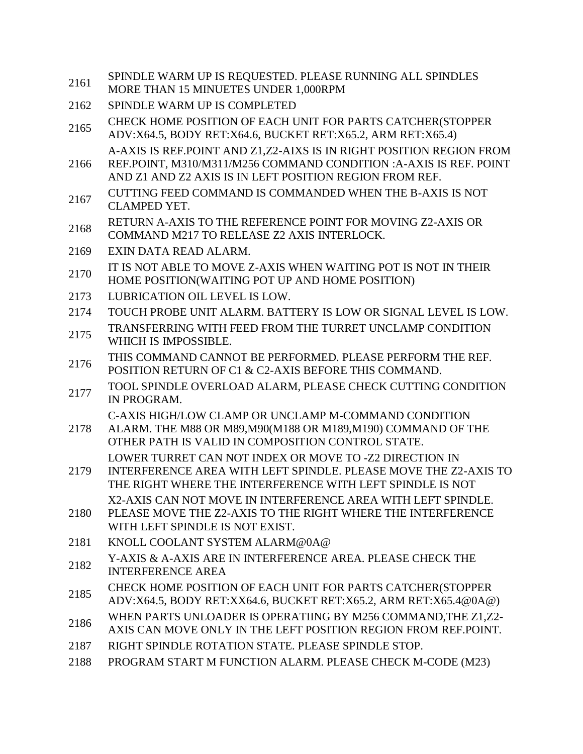| | |
|---|---|
| 2161 | SPINDLE WARM UP IS REQUESTED. PLEASE RUNNING ALL SPINDLES MORE THAN 15 MINUETES UNDER 1,000RPM |
| 2162 | SPINDLE WARM UP IS COMPLETED |
| 2165 | CHECK HOME POSITION OF EACH UNIT FOR PARTS CATCHER(STOPPER ADV:X64.5, BODY RET:X64.6, BUCKET RET:X65.2, ARM RET:X65.4) |
| 2166 | A-AXIS IS REF.POINT AND Z1,Z2-AIXS IS IN RIGHT POSITION REGION FROM REF.POINT, M310/M311/M256 COMMAND CONDITION :A-AXIS IS REF. POINT AND Z1 AND Z2 AXIS IS IN LEFT POSITION REGION FROM REF. |
| 2167 | CUTTING FEED COMMAND IS COMMANDED WHEN THE B-AXIS IS NOT CLAMPED YET. |
| 2168 | RETURN A-AXIS TO THE REFERENCE POINT FOR MOVING Z2-AXIS OR COMMAND M217 TO RELEASE Z2 AXIS INTERLOCK. |
| 2169 | EXIN DATA READ ALARM. |
| 2170 | IT IS NOT ABLE TO MOVE Z-AXIS WHEN WAITING POT IS NOT IN THEIR HOME POSITION(WAITING POT UP AND HOME POSITION) |
| 2173 | LUBRICATION OIL LEVEL IS LOW. |
| 2174 | TOUCH PROBE UNIT ALARM. BATTERY IS LOW OR SIGNAL LEVEL IS LOW. |
| 2175 | TRANSFERRING WITH FEED FROM THE TURRET UNCLAMP CONDITION WHICH IS IMPOSSIBLE. |
| 2176 | THIS COMMAND CANNOT BE PERFORMED. PLEASE PERFORM THE REF. POSITION RETURN OF C1 & C2-AXIS BEFORE THIS COMMAND. |
| 2177 | TOOL SPINDLE OVERLOAD ALARM, PLEASE CHECK CUTTING CONDITION IN PROGRAM. |
| 2178 | C-AXIS HIGH/LOW CLAMP OR UNCLAMP M-COMMAND CONDITION ALARM. THE M88 OR M89,M90(M188 OR M189,M190) COMMAND OF THE OTHER PATH IS VALID IN COMPOSITION CONTROL STATE. |
| 2179 | LOWER TURRET CAN NOT INDEX OR MOVE TO -Z2 DIRECTION IN INTERFERENCE AREA WITH LEFT SPINDLE. PLEASE MOVE THE Z2-AXIS TO THE RIGHT WHERE THE INTERFERENCE WITH LEFT SPINDLE IS NOT |
| 2180 | X2-AXIS CAN NOT MOVE IN INTERFERENCE AREA WITH LEFT SPINDLE. PLEASE MOVE THE Z2-AXIS TO THE RIGHT WHERE THE INTERFERENCE WITH LEFT SPINDLE IS NOT EXIST. |
| 2181 | KNOLL COOLANT SYSTEM ALARM@0A@ |
| 2182 | Y-AXIS & A-AXIS ARE IN INTERFERENCE AREA. PLEASE CHECK THE INTERFERENCE AREA |
| 2185 | CHECK HOME POSITION OF EACH UNIT FOR PARTS CATCHER(STOPPER ADV:X64.5, BODY RET:XX64.6, BUCKET RET:X65.2, ARM RET:X65.4@0A@) |
| 2186 | WHEN PARTS UNLOADER IS OPERATIING BY M256 COMMAND,THE Z1,Z2-AXIS CAN MOVE ONLY IN THE LEFT POSITION REGION FROM REF.POINT. |
| 2187 | RIGHT SPINDLE ROTATION STATE. PLEASE SPINDLE STOP. |
| 2188 | PROGRAM START M FUNCTION ALARM. PLEASE CHECK M-CODE (M23) |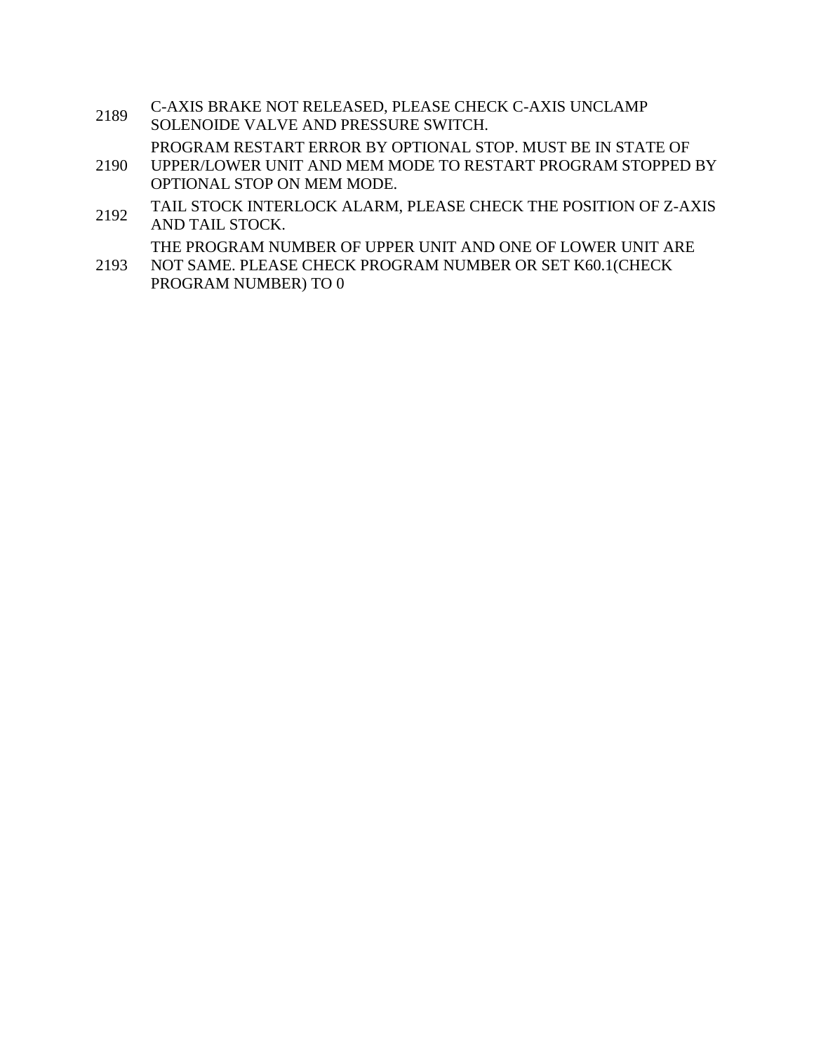| | |
|---|---|
| 2189 | C-AXIS BRAKE NOT RELEASED, PLEASE CHECK C-AXIS UNCLAMP SOLENOIDE VALVE AND PRESSURE SWITCH. |
| 2190 | PROGRAM RESTART ERROR BY OPTIONAL STOP. MUST BE IN STATE OF UPPER/LOWER UNIT AND MEM MODE TO RESTART PROGRAM STOPPED BY OPTIONAL STOP ON MEM MODE. |
| 2192 | TAIL STOCK INTERLOCK ALARM, PLEASE CHECK THE POSITION OF Z-AXIS AND TAIL STOCK. |
| 2193 | THE PROGRAM NUMBER OF UPPER UNIT AND ONE OF LOWER UNIT ARE NOT SAME. PLEASE CHECK PROGRAM NUMBER OR SET K60.1(CHECK PROGRAM NUMBER) TO 0 |